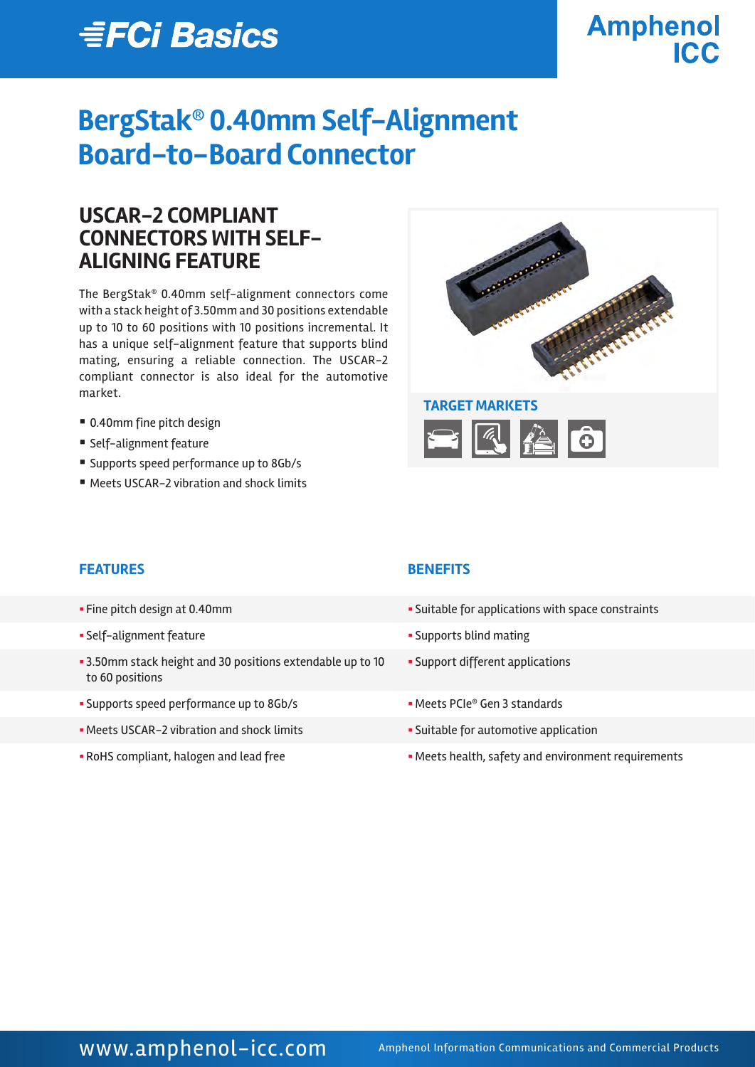FCi Basics

Amphenol ICC

# BergStak® 0.40mm Self-Alignment Board-to-Board Connector

## USCAR-2 COMPLIANT CONNECTORS WITH SELF-ALIGNING FEATURE

The BergStak® 0.40mm self-alignment connectors come with a stack height of 3.50mm and 30 positions extendable up to 10 to 60 positions with 10 positions incremental. It has a unique self-alignment feature that supports blind mating, ensuring a reliable connection. The USCAR-2 compliant connector is also ideal for the automotive market.

- 0.40mm fine pitch design
- Self-alignment feature
- Supports speed performance up to 8Gb/s
- Meets USCAR-2 vibration and shock limits

### TARGET MARKETS

| FEATURES | BENEFITS |
|---|---|
| Fine pitch design at 0.40mm | Suitable for applications with space constraints |
| Self-alignment feature | Supports blind mating |
| 3.50mm stack height and 30 positions extendable up to 10 to 60 positions | Support different applications |
| Supports speed performance up to 8Gb/s | Meets PCIe® Gen 3 standards |
| Meets USCAR-2 vibration and shock limits | Suitable for automotive application |
| RoHS compliant, halogen and lead free | Meets health, safety and environment requirements |

www.amphenol-icc.com

Amphenol Information Communications and Commercial Products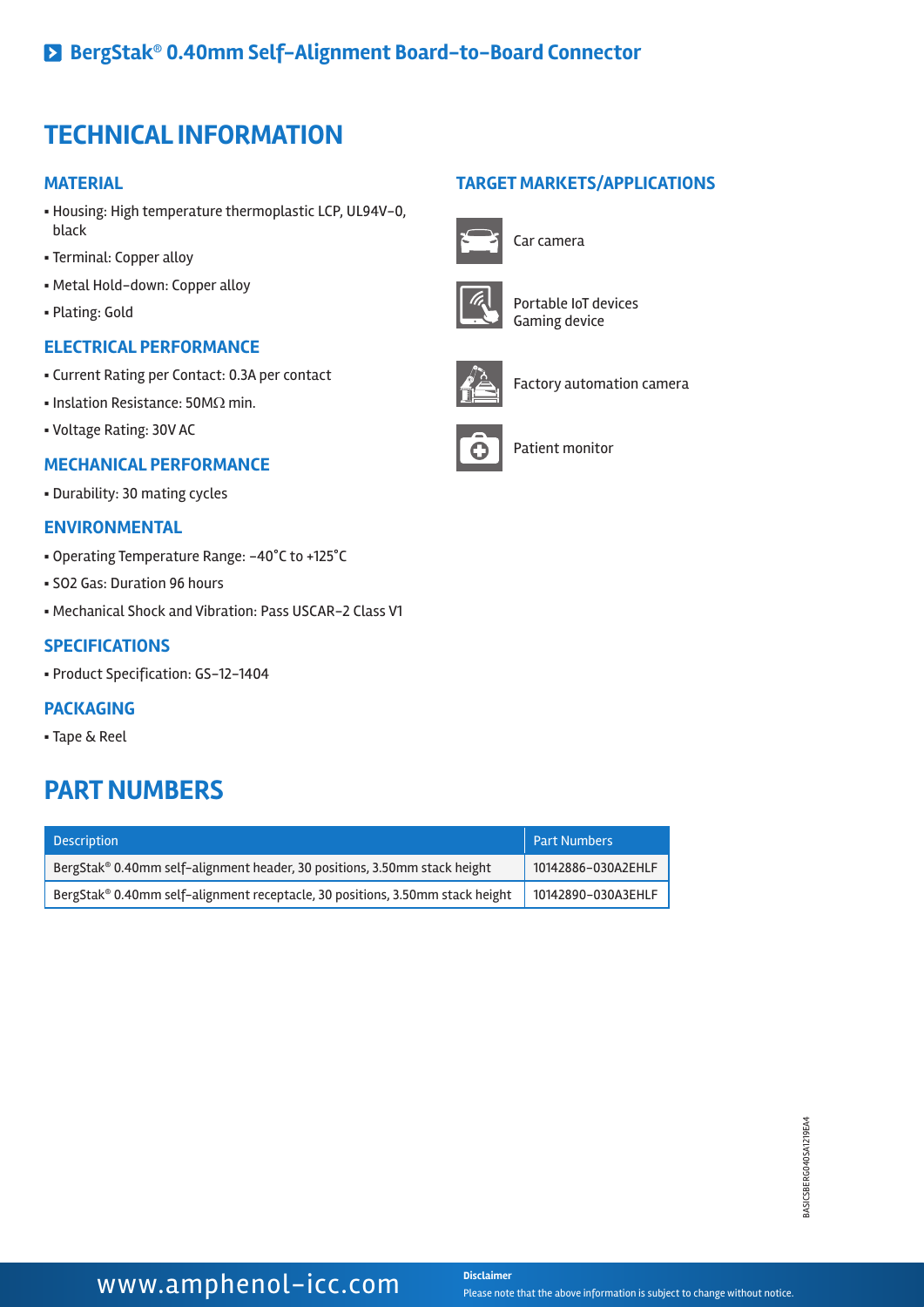# TECHNICAL INFORMATION

## MATERIAL

- Housing: High temperature thermoplastic LCP, UL94V-0, black
- Terminal: Copper alloy
- Metal Hold-down: Copper alloy
- Plating: Gold

## ELECTRICAL PERFORMANCE

- Current Rating per Contact: 0.3A per contact
- Inslation Resistance: 50MΩ min.
- Voltage Rating: 30V AC

## MECHANICAL PERFORMANCE

- Durability: 30 mating cycles

## ENVIRONMENTAL

- Operating Temperature Range: -40°C to +125°C
- SO2 Gas: Duration 96 hours
- Mechanical Shock and Vibration: Pass USCAR-2 Class V1

## SPECIFICATIONS

- Product Specification: GS-12-1404

## PACKAGING

- Tape & Reel

## TARGET MARKETS/APPLICATIONS

- Car camera
- Portable IoT devices
  Gaming device
- Factory automation camera
- Patient monitor

# PART NUMBERS

| Description | Part Numbers |
| --- | --- |
| BergStak® 0.40mm self-alignment header, 30 positions, 3.50mm stack height | 10142886-030A2EHLF |
| BergStak® 0.40mm self-alignment receptacle, 30 positions, 3.50mm stack height | 10142890-030A3EHLF |

BASICSBERG040SA1219EA4

www.amphenol-icc.com

**Disclaimer**

Please note that the above information is subject to change without notice.